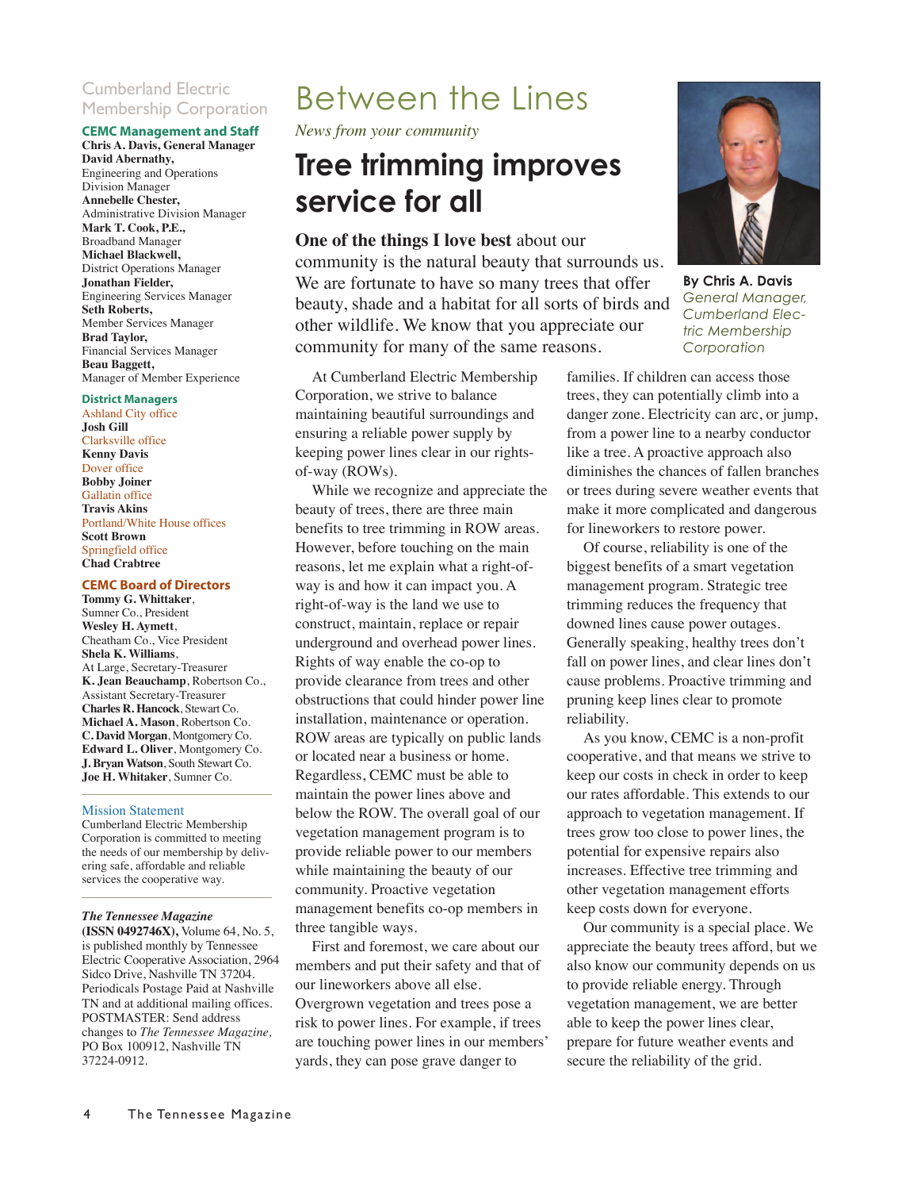# Between the Lines

*News from your community*

## Tree trimming improves service for all

By Chris A. Davis
*General Manager, Cumberland Electric Membership Corporation*

**One of the things I love best** about our community is the natural beauty that surrounds us. We are fortunate to have so many trees that offer beauty, shade and a habitat for all sorts of birds and other wildlife. We know that you appreciate our community for many of the same reasons.

At Cumberland Electric Membership Corporation, we strive to balance maintaining beautiful surroundings and ensuring a reliable power supply by keeping power lines clear in our rights-of-way (ROWs).

While we recognize and appreciate the beauty of trees, there are three main benefits to tree trimming in ROW areas. However, before touching on the main reasons, let me explain what a right-of-way is and how it can impact you. A right-of-way is the land we use to construct, maintain, replace or repair underground and overhead power lines. Rights of way enable the co-op to provide clearance from trees and other obstructions that could hinder power line installation, maintenance or operation. ROW areas are typically on public lands or located near a business or home. Regardless, CEMC must be able to maintain the power lines above and below the ROW. The overall goal of our vegetation management program is to provide reliable power to our members while maintaining the beauty of our community. Proactive vegetation management benefits co-op members in three tangible ways.

First and foremost, we care about our members and put their safety and that of our lineworkers above all else. Overgrown vegetation and trees pose a risk to power lines. For example, if trees are touching power lines in our members' yards, they can pose grave danger to families. If children can access those trees, they can potentially climb into a danger zone. Electricity can arc, or jump, from a power line to a nearby conductor like a tree. A proactive approach also diminishes the chances of fallen branches or trees during severe weather events that make it more complicated and dangerous for lineworkers to restore power.

Of course, reliability is one of the biggest benefits of a smart vegetation management program. Strategic tree trimming reduces the frequency that downed lines cause power outages. Generally speaking, healthy trees don't fall on power lines, and clear lines don't cause problems. Proactive trimming and pruning keep lines clear to promote reliability.

As you know, CEMC is a non-profit cooperative, and that means we strive to keep our costs in check in order to keep our rates affordable. This extends to our approach to vegetation management. If trees grow too close to power lines, the potential for expensive repairs also increases. Effective tree trimming and other vegetation management efforts keep costs down for everyone.

Our community is a special place. We appreciate the beauty trees afford, but we also know our community depends on us to provide reliable energy. Through vegetation management, we are better able to keep the power lines clear, prepare for future weather events and secure the reliability of the grid.

---

Cumberland Electric Membership Corporation

**CEMC Management and Staff**

**Chris A. Davis, General Manager**
**David Abernathy,** Engineering and Operations Division Manager
**Annebelle Chester,** Administrative Division Manager
**Mark T. Cook, P.E.,** Broadband Manager
**Michael Blackwell,** District Operations Manager
**Jonathan Fielder,** Engineering Services Manager
**Seth Roberts,** Member Services Manager
**Brad Taylor,** Financial Services Manager
**Beau Baggett,** Manager of Member Experience

**District Managers**

Ashland City office
**Josh Gill**
Clarksville office
**Kenny Davis**
Dover office
**Bobby Joiner**
Gallatin office
**Travis Akins**
Portland/White House offices
**Scott Brown**
Springfield office
**Chad Crabtree**

**CEMC Board of Directors**

**Tommy G. Whittaker**, Sumner Co., President
**Wesley H. Aymett**, Cheatham Co., Vice President
**Shela K. Williams**, At Large, Secretary-Treasurer
**K. Jean Beauchamp**, Robertson Co., Assistant Secretary-Treasurer
**Charles R. Hancock**, Stewart Co.
**Michael A. Mason**, Robertson Co.
**C. David Morgan**, Montgomery Co.
**Edward L. Oliver**, Montgomery Co.
**J. Bryan Watson**, South Stewart Co.
**Joe H. Whitaker**, Sumner Co.

Mission Statement

Cumberland Electric Membership Corporation is committed to meeting the needs of our membership by delivering safe, affordable and reliable services the cooperative way.

***The Tennessee Magazine*** **(ISSN 0492746X),** Volume 64, No. 5, is published monthly by Tennessee Electric Cooperative Association, 2964 Sidco Drive, Nashville TN 37204. Periodicals Postage Paid at Nashville TN and at additional mailing offices. POSTMASTER: Send address changes to *The Tennessee Magazine,* PO Box 100912, Nashville TN 37224-0912.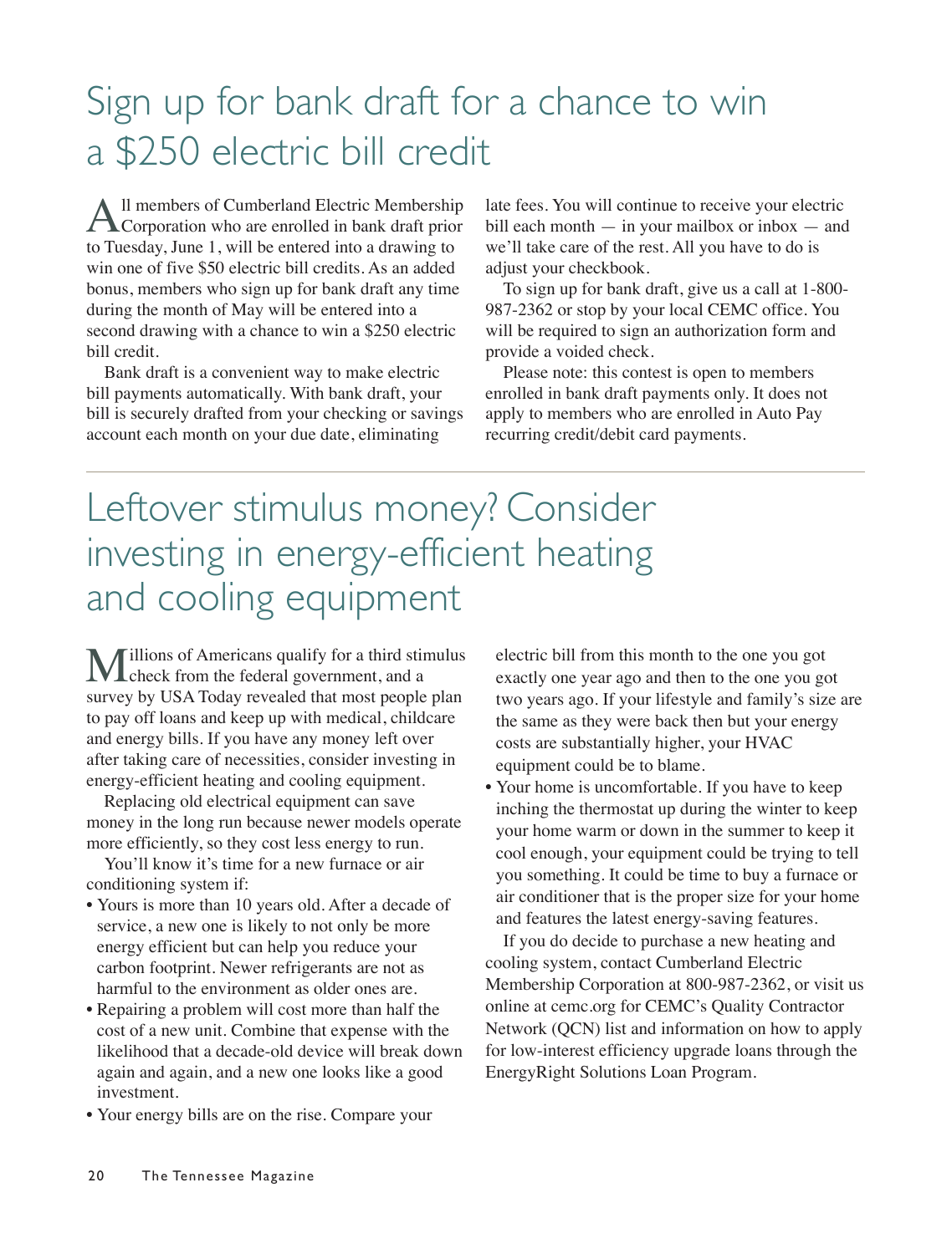## Sign up for bank draft for a chance to win a $250 electric bill credit

All members of Cumberland Electric Membership Corporation who are enrolled in bank draft prior to Tuesday, June 1, will be entered into a drawing to win one of five $50 electric bill credits. As an added bonus, members who sign up for bank draft any time during the month of May will be entered into a second drawing with a chance to win a $250 electric bill credit.

Bank draft is a convenient way to make electric bill payments automatically. With bank draft, your bill is securely drafted from your checking or savings account each month on your due date, eliminating late fees. You will continue to receive your electric bill each month — in your mailbox or inbox — and we'll take care of the rest. All you have to do is adjust your checkbook.

To sign up for bank draft, give us a call at 1-800-987-2362 or stop by your local CEMC office. You will be required to sign an authorization form and provide a voided check.

Please note: this contest is open to members enrolled in bank draft payments only. It does not apply to members who are enrolled in Auto Pay recurring credit/debit card payments.

---

## Leftover stimulus money? Consider investing in energy-efficient heating and cooling equipment

Millions of Americans qualify for a third stimulus check from the federal government, and a survey by USA Today revealed that most people plan to pay off loans and keep up with medical, childcare and energy bills. If you have any money left over after taking care of necessities, consider investing in energy-efficient heating and cooling equipment.

Replacing old electrical equipment can save money in the long run because newer models operate more efficiently, so they cost less energy to run.

You'll know it's time for a new furnace or air conditioning system if:

- Yours is more than 10 years old. After a decade of service, a new one is likely to not only be more energy efficient but can help you reduce your carbon footprint. Newer refrigerants are not as harmful to the environment as older ones are.
- Repairing a problem will cost more than half the cost of a new unit. Combine that expense with the likelihood that a decade-old device will break down again and again, and a new one looks like a good investment.
- Your energy bills are on the rise. Compare your electric bill from this month to the one you got exactly one year ago and then to the one you got two years ago. If your lifestyle and family's size are the same as they were back then but your energy costs are substantially higher, your HVAC equipment could be to blame.
- Your home is uncomfortable. If you have to keep inching the thermostat up during the winter to keep your home warm or down in the summer to keep it cool enough, your equipment could be trying to tell you something. It could be time to buy a furnace or air conditioner that is the proper size for your home and features the latest energy-saving features.

If you do decide to purchase a new heating and cooling system, contact Cumberland Electric Membership Corporation at 800-987-2362, or visit us online at cemc.org for CEMC's Quality Contractor Network (QCN) list and information on how to apply for low-interest efficiency upgrade loans through the EnergyRight Solutions Loan Program.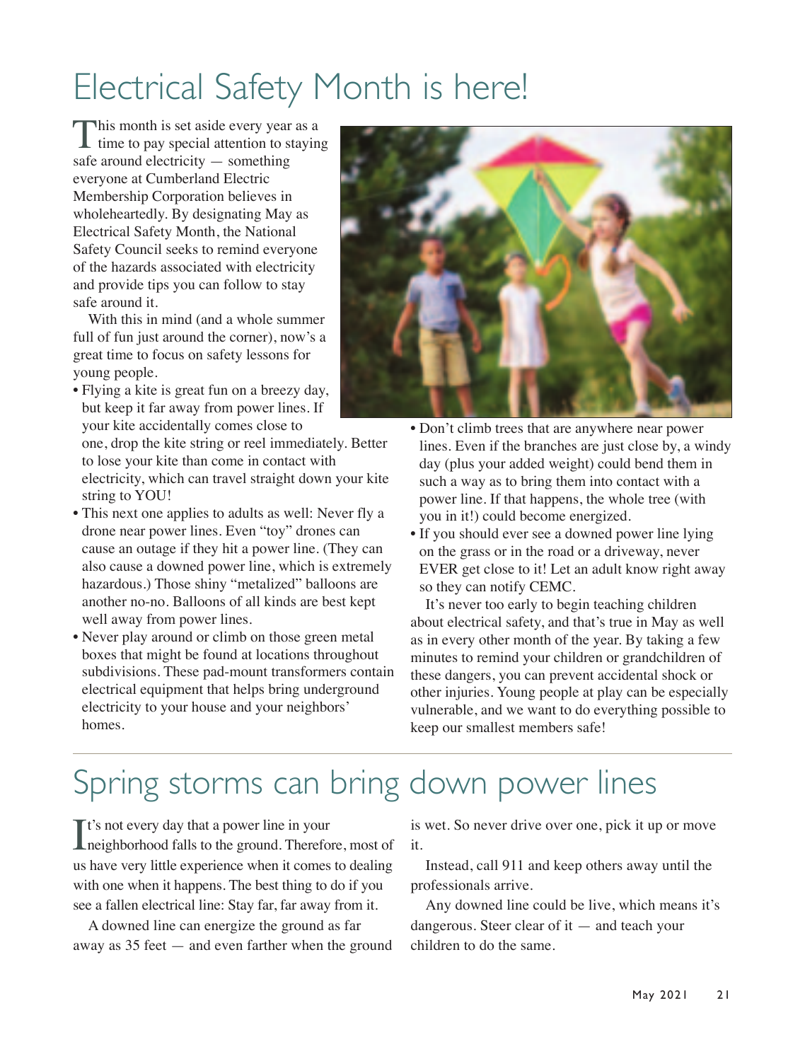# Electrical Safety Month is here!

This month is set aside every year as a time to pay special attention to staying safe around electricity — something everyone at Cumberland Electric Membership Corporation believes in wholeheartedly. By designating May as Electrical Safety Month, the National Safety Council seeks to remind everyone of the hazards associated with electricity and provide tips you can follow to stay safe around it.

With this in mind (and a whole summer full of fun just around the corner), now's a great time to focus on safety lessons for young people.

- Flying a kite is great fun on a breezy day, but keep it far away from power lines. If your kite accidentally comes close to one, drop the kite string or reel immediately. Better to lose your kite than come in contact with electricity, which can travel straight down your kite string to YOU!
- This next one applies to adults as well: Never fly a drone near power lines. Even "toy" drones can cause an outage if they hit a power line. (They can also cause a downed power line, which is extremely hazardous.) Those shiny "metalized" balloons are another no-no. Balloons of all kinds are best kept well away from power lines.
- Never play around or climb on those green metal boxes that might be found at locations throughout subdivisions. These pad-mount transformers contain electrical equipment that helps bring underground electricity to your house and your neighbors' homes.
- Don't climb trees that are anywhere near power lines. Even if the branches are just close by, a windy day (plus your added weight) could bend them in such a way as to bring them into contact with a power line. If that happens, the whole tree (with you in it!) could become energized.
- If you should ever see a downed power line lying on the grass or in the road or a driveway, never EVER get close to it! Let an adult know right away so they can notify CEMC.

It's never too early to begin teaching children about electrical safety, and that's true in May as well as in every other month of the year. By taking a few minutes to remind your children or grandchildren of these dangers, you can prevent accidental shock or other injuries. Young people at play can be especially vulnerable, and we want to do everything possible to keep our smallest members safe!

# Spring storms can bring down power lines

It's not every day that a power line in your neighborhood falls to the ground. Therefore, most of us have very little experience when it comes to dealing with one when it happens. The best thing to do if you see a fallen electrical line: Stay far, far away from it.

A downed line can energize the ground as far away as 35 feet — and even farther when the ground is wet. So never drive over one, pick it up or move it.

Instead, call 911 and keep others away until the professionals arrive.

Any downed line could be live, which means it's dangerous. Steer clear of it — and teach your children to do the same.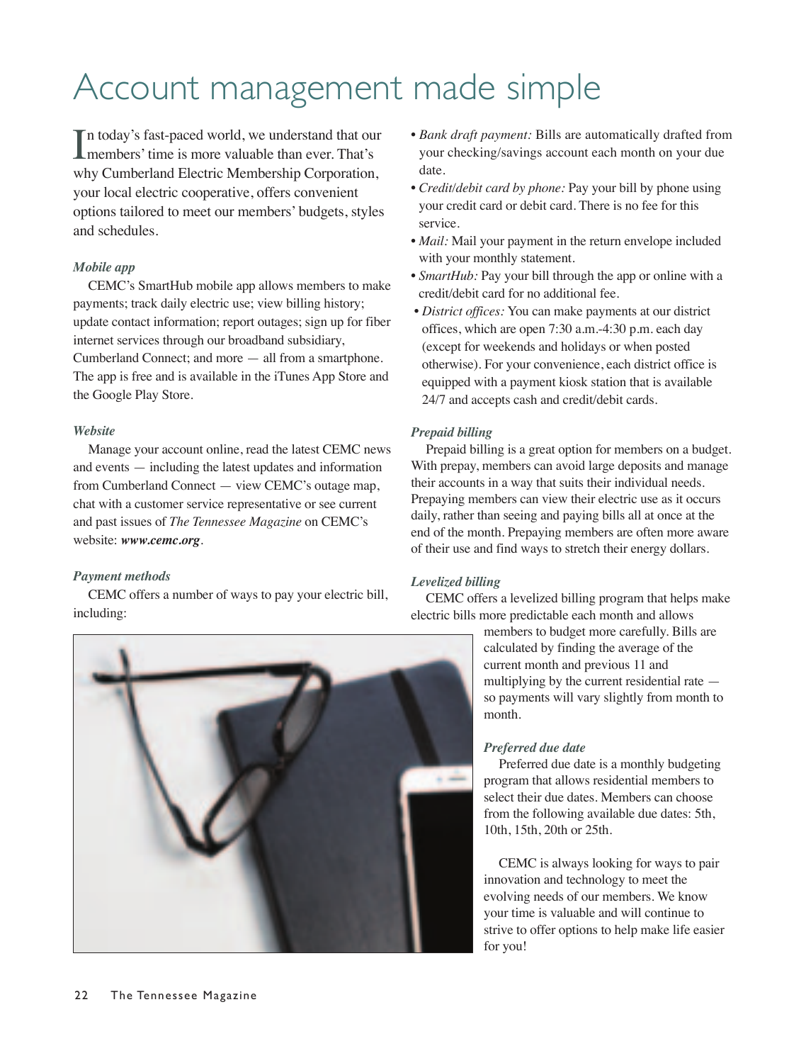# Account management made simple

In today's fast-paced world, we understand that our members' time is more valuable than ever. That's why Cumberland Electric Membership Corporation, your local electric cooperative, offers convenient options tailored to meet our members' budgets, styles and schedules.

### *Mobile app*

CEMC's SmartHub mobile app allows members to make payments; track daily electric use; view billing history; update contact information; report outages; sign up for fiber internet services through our broadband subsidiary, Cumberland Connect; and more — all from a smartphone. The app is free and is available in the iTunes App Store and the Google Play Store.

### *Website*

Manage your account online, read the latest CEMC news and events — including the latest updates and information from Cumberland Connect — view CEMC's outage map, chat with a customer service representative or see current and past issues of *The Tennessee Magazine* on CEMC's website: ***www.cemc.org***.

### *Payment methods*

CEMC offers a number of ways to pay your electric bill, including:

- *Bank draft payment:* Bills are automatically drafted from your checking/savings account each month on your due date.
- *Credit/debit card by phone:* Pay your bill by phone using your credit card or debit card. There is no fee for this service.
- *Mail:* Mail your payment in the return envelope included with your monthly statement.
- *SmartHub:* Pay your bill through the app or online with a credit/debit card for no additional fee.
- *District offices:* You can make payments at our district offices, which are open 7:30 a.m.-4:30 p.m. each day (except for weekends and holidays or when posted otherwise). For your convenience, each district office is equipped with a payment kiosk station that is available 24/7 and accepts cash and credit/debit cards.

### *Prepaid billing*

Prepaid billing is a great option for members on a budget. With prepay, members can avoid large deposits and manage their accounts in a way that suits their individual needs. Prepaying members can view their electric use as it occurs daily, rather than seeing and paying bills all at once at the end of the month. Prepaying members are often more aware of their use and find ways to stretch their energy dollars.

### *Levelized billing*

CEMC offers a levelized billing program that helps make electric bills more predictable each month and allows members to budget more carefully. Bills are calculated by finding the average of the current month and previous 11 and multiplying by the current residential rate — so payments will vary slightly from month to month.

### *Preferred due date*

Preferred due date is a monthly budgeting program that allows residential members to select their due dates. Members can choose from the following available due dates: 5th, 10th, 15th, 20th or 25th.

CEMC is always looking for ways to pair innovation and technology to meet the evolving needs of our members. We know your time is valuable and will continue to strive to offer options to help make life easier for you!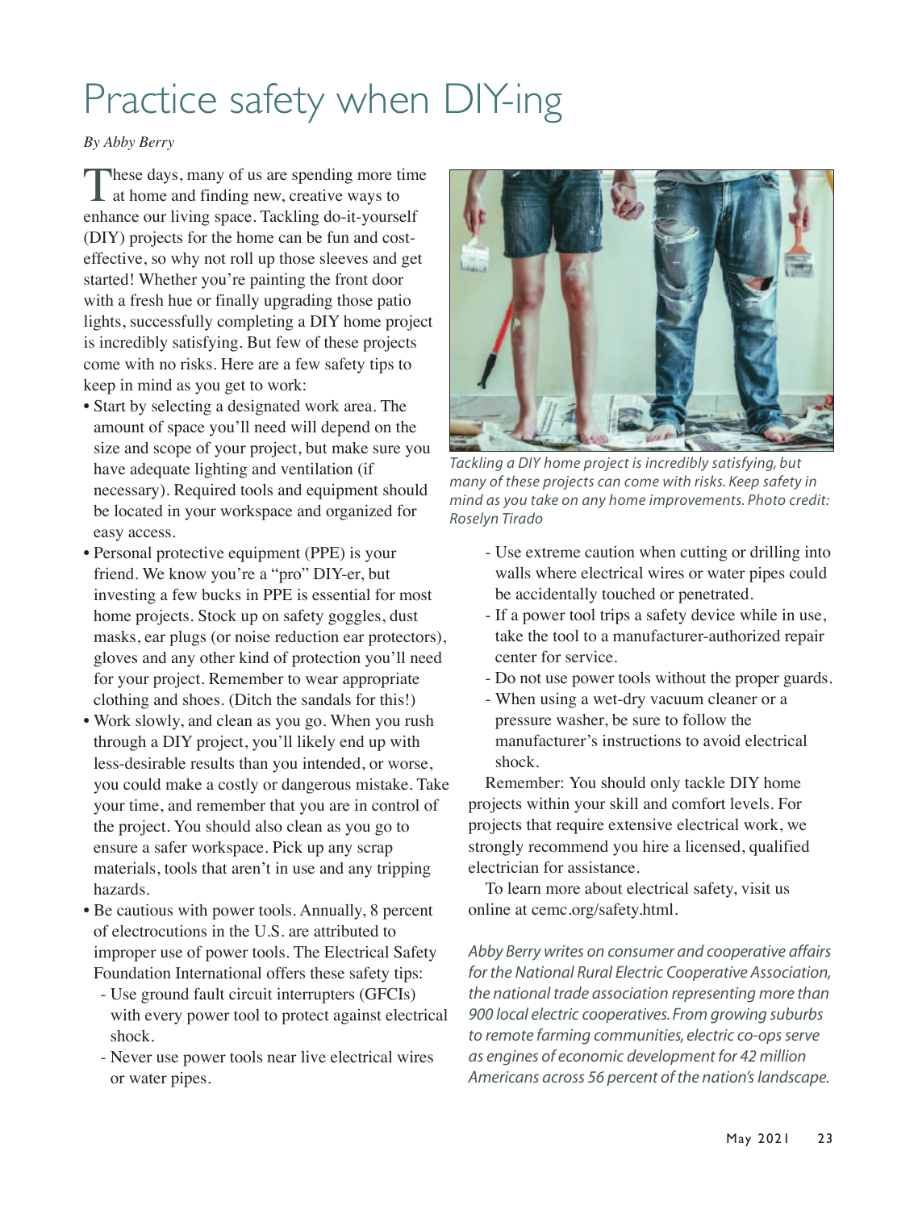# Practice safety when DIY-ing

*By Abby Berry*

These days, many of us are spending more time at home and finding new, creative ways to enhance our living space. Tackling do-it-yourself (DIY) projects for the home can be fun and cost-effective, so why not roll up those sleeves and get started! Whether you're painting the front door with a fresh hue or finally upgrading those patio lights, successfully completing a DIY home project is incredibly satisfying. But few of these projects come with no risks. Here are a few safety tips to keep in mind as you get to work:

- Start by selecting a designated work area. The amount of space you'll need will depend on the size and scope of your project, but make sure you have adequate lighting and ventilation (if necessary). Required tools and equipment should be located in your workspace and organized for easy access.
- Personal protective equipment (PPE) is your friend. We know you're a "pro" DIY-er, but investing a few bucks in PPE is essential for most home projects. Stock up on safety goggles, dust masks, ear plugs (or noise reduction ear protectors), gloves and any other kind of protection you'll need for your project. Remember to wear appropriate clothing and shoes. (Ditch the sandals for this!)
- Work slowly, and clean as you go. When you rush through a DIY project, you'll likely end up with less-desirable results than you intended, or worse, you could make a costly or dangerous mistake. Take your time, and remember that you are in control of the project. You should also clean as you go to ensure a safer workspace. Pick up any scrap materials, tools that aren't in use and any tripping hazards.
- Be cautious with power tools. Annually, 8 percent of electrocutions in the U.S. are attributed to improper use of power tools. The Electrical Safety Foundation International offers these safety tips:
  - Use ground fault circuit interrupters (GFCIs) with every power tool to protect against electrical shock.
  - Never use power tools near live electrical wires or water pipes.
  - Use extreme caution when cutting or drilling into walls where electrical wires or water pipes could be accidentally touched or penetrated.
  - If a power tool trips a safety device while in use, take the tool to a manufacturer-authorized repair center for service.
  - Do not use power tools without the proper guards.
  - When using a wet-dry vacuum cleaner or a pressure washer, be sure to follow the manufacturer's instructions to avoid electrical shock.

*Tackling a DIY home project is incredibly satisfying, but many of these projects can come with risks. Keep safety in mind as you take on any home improvements. Photo credit: Roselyn Tirado*

Remember: You should only tackle DIY home projects within your skill and comfort levels. For projects that require extensive electrical work, we strongly recommend you hire a licensed, qualified electrician for assistance.

To learn more about electrical safety, visit us online at cemc.org/safety.html.

*Abby Berry writes on consumer and cooperative affairs for the National Rural Electric Cooperative Association, the national trade association representing more than 900 local electric cooperatives. From growing suburbs to remote farming communities, electric co-ops serve as engines of economic development for 42 million Americans across 56 percent of the nation's landscape.*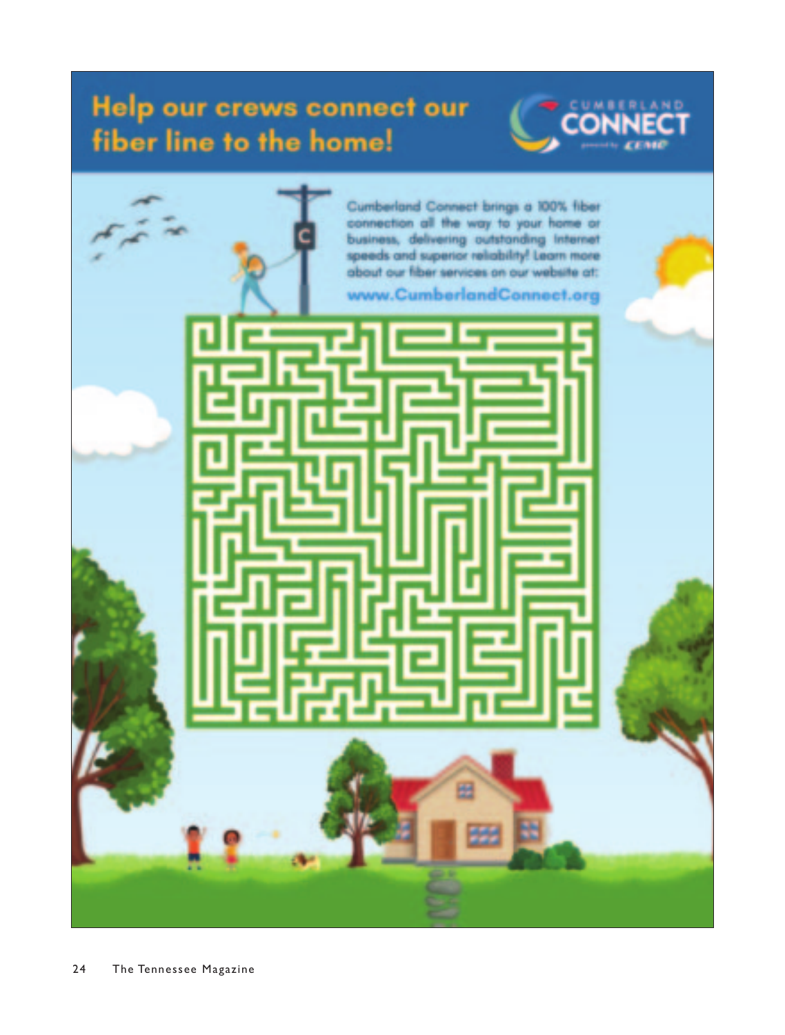# Help our crews connect our fiber line to the home!

CUMBERLAND CONNECT powered by CEMC

Cumberland Connect brings a 100% fiber connection all the way to your home or business, delivering outstanding Internet speeds and superior reliability! Learn more about our fiber services on our website at:

www.CumberlandConnect.org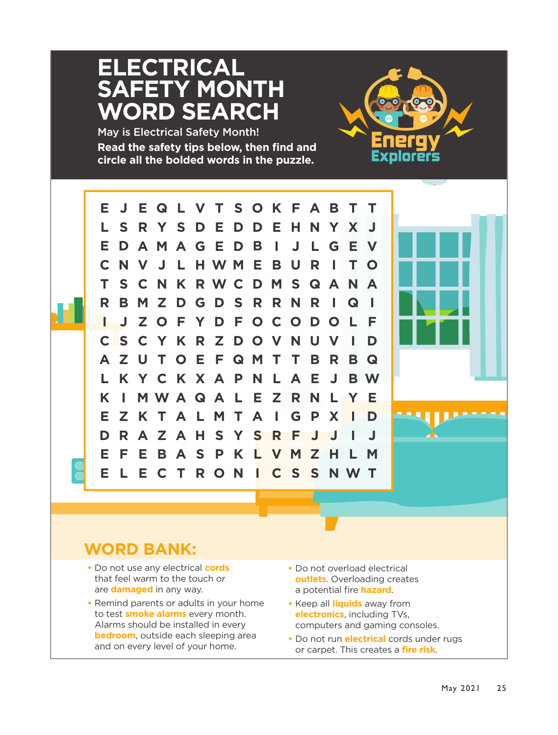# ELECTRICAL SAFETY MONTH WORD SEARCH

May is Electrical Safety Month!

**Read the safety tips below, then find and circle all the bolded words in the puzzle.**

Energy Explorers

| | | | | | | | | | | | | | | |
|---|---|---|---|---|---|---|---|---|---|---|---|---|---|---|
| E | J | E | Q | L | V | T | S | O | K | F | A | B | T | T |
| L | S | R | Y | S | D | E | D | D | E | H | N | Y | X | J |
| E | D | A | M | A | G | E | D | B | I | J | L | G | E | V |
| C | N | V | J | L | H | W | M | E | B | U | R | I | T | O |
| T | S | C | N | K | R | W | C | D | M | S | Q | A | N | A |
| R | B | M | Z | D | G | D | S | R | R | N | R | I | Q | I |
| I | J | Z | O | F | Y | D | F | O | C | O | D | O | L | F |
| C | S | C | Y | K | R | Z | D | O | V | N | U | V | I | D |
| A | Z | U | T | O | E | F | Q | M | T | T | B | R | B | Q |
| L | K | Y | C | K | X | A | P | N | L | A | E | J | B | W |
| K | I | M | W | A | Q | A | L | E | Z | R | N | L | Y | E |
| E | Z | K | T | A | L | M | T | A | I | G | P | X | I | D |
| D | R | A | Z | A | H | S | Y | S | R | F | J | J | I | J |
| E | F | E | B | A | S | P | K | L | V | M | Z | H | L | M |
| E | L | E | C | T | R | O | N | I | C | S | S | N | W | T |

## WORD BANK:

- Do not use any electrical **cords** that feel warm to the touch or are **damaged** in any way.
- Remind parents or adults in your home to test **smoke alarms** every month. Alarms should be installed in every **bedroom**, outside each sleeping area and on every level of your home.
- Do not overload electrical **outlets**. Overloading creates a potential fire **hazard**.
- Keep all **liquids** away from **electronics**, including TVs, computers and gaming consoles.
- Do not run **electrical** cords under rugs or carpet. This creates a **fire risk**.

May 2021